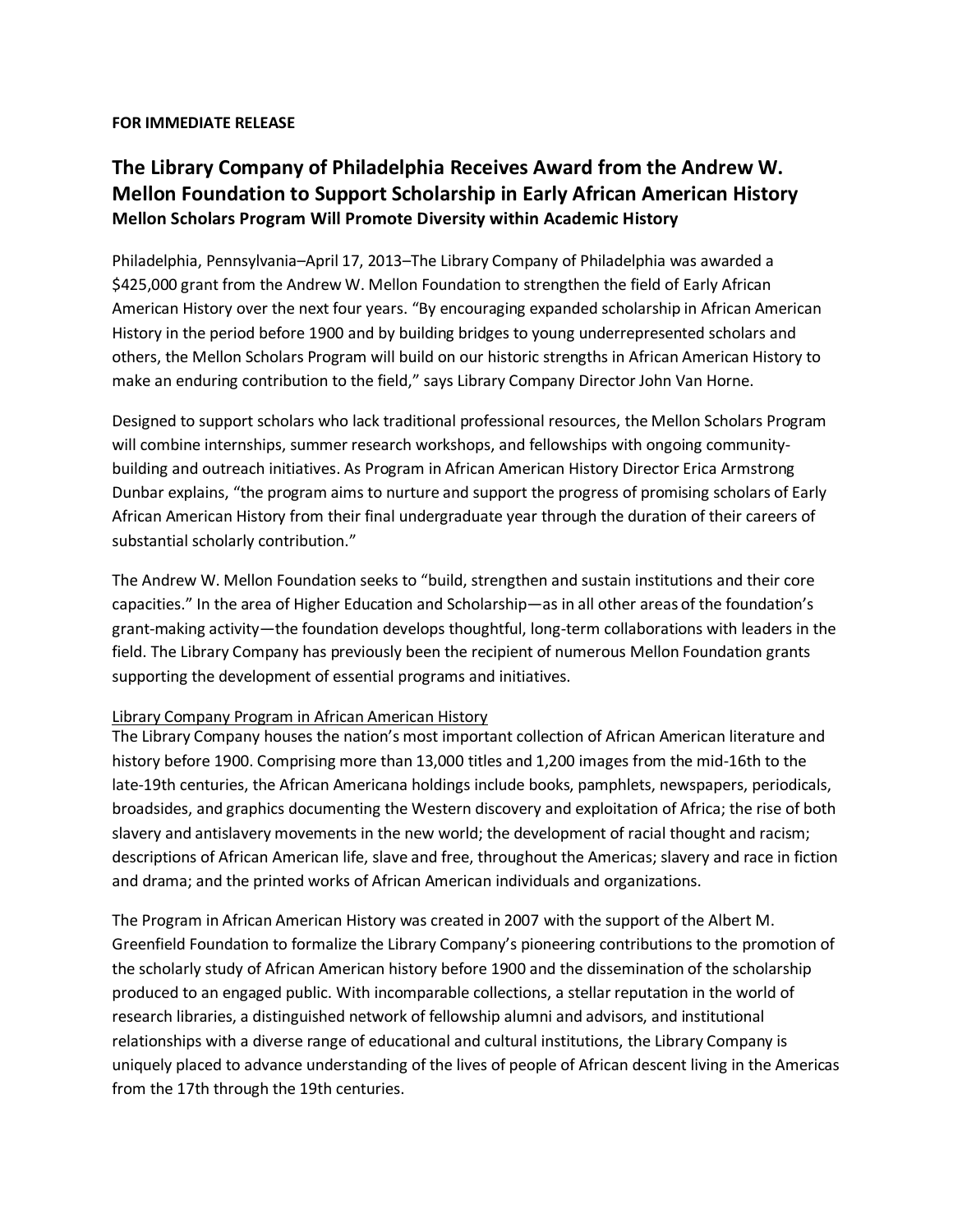**FOR IMMEDIATE RELEASE**

## The Library Company of Philadelphia Receives Award from the Andrew W. Mellon Foundation to Support Scholarship in Early African American History

**Mellon Scholars Program Will Promote Diversity within Academic History**

Philadelphia, Pennsylvania–April 17, 2013–The Library Company of Philadelphia was awarded a $425,000 grant from the Andrew W. Mellon Foundation to strengthen the field of Early African American History over the next four years. "By encouraging expanded scholarship in African American History in the period before 1900 and by building bridges to young underrepresented scholars and others, the Mellon Scholars Program will build on our historic strengths in African American History to make an enduring contribution to the field," says Library Company Director John Van Horne.

Designed to support scholars who lack traditional professional resources, the Mellon Scholars Program will combine internships, summer research workshops, and fellowships with ongoing community-building and outreach initiatives. As Program in African American History Director Erica Armstrong Dunbar explains, "the program aims to nurture and support the progress of promising scholars of Early African American History from their final undergraduate year through the duration of their careers of substantial scholarly contribution."

The Andrew W. Mellon Foundation seeks to "build, strengthen and sustain institutions and their core capacities." In the area of Higher Education and Scholarship—as in all other areas of the foundation's grant-making activity—the foundation develops thoughtful, long-term collaborations with leaders in the field. The Library Company has previously been the recipient of numerous Mellon Foundation grants supporting the development of essential programs and initiatives.

<u>Library Company Program in African American History</u>

The Library Company houses the nation's most important collection of African American literature and history before 1900. Comprising more than 13,000 titles and 1,200 images from the mid-16th to the late-19th centuries, the African Americana holdings include books, pamphlets, newspapers, periodicals, broadsides, and graphics documenting the Western discovery and exploitation of Africa; the rise of both slavery and antislavery movements in the new world; the development of racial thought and racism; descriptions of African American life, slave and free, throughout the Americas; slavery and race in fiction and drama; and the printed works of African American individuals and organizations.

The Program in African American History was created in 2007 with the support of the Albert M. Greenfield Foundation to formalize the Library Company's pioneering contributions to the promotion of the scholarly study of African American history before 1900 and the dissemination of the scholarship produced to an engaged public. With incomparable collections, a stellar reputation in the world of research libraries, a distinguished network of fellowship alumni and advisors, and institutional relationships with a diverse range of educational and cultural institutions, the Library Company is uniquely placed to advance understanding of the lives of people of African descent living in the Americas from the 17th through the 19th centuries.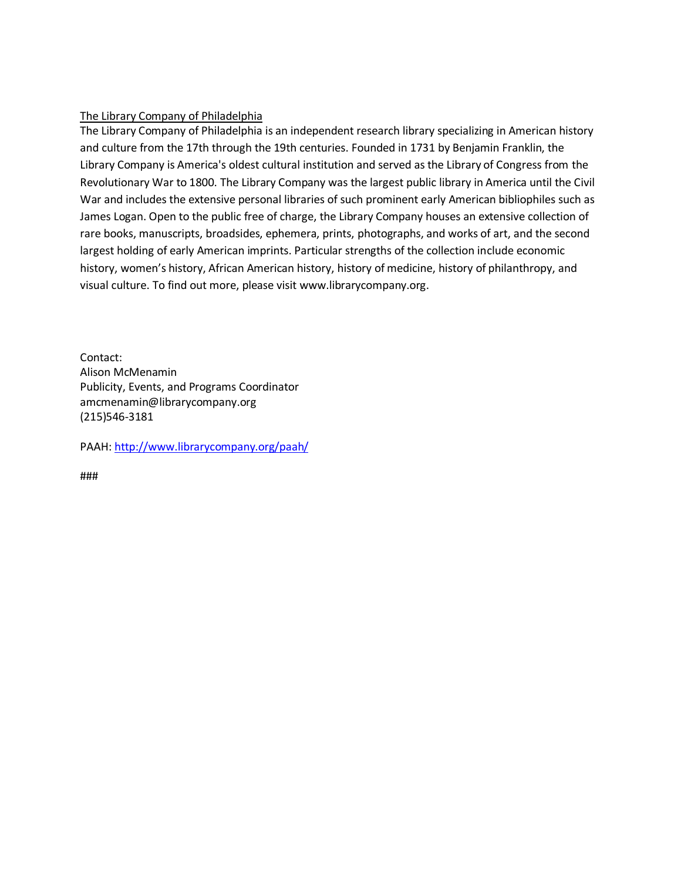The Library Company of Philadelphia

The Library Company of Philadelphia is an independent research library specializing in American history and culture from the 17th through the 19th centuries. Founded in 1731 by Benjamin Franklin, the Library Company is America's oldest cultural institution and served as the Library of Congress from the Revolutionary War to 1800. The Library Company was the largest public library in America until the Civil War and includes the extensive personal libraries of such prominent early American bibliophiles such as James Logan. Open to the public free of charge, the Library Company houses an extensive collection of rare books, manuscripts, broadsides, ephemera, prints, photographs, and works of art, and the second largest holding of early American imprints. Particular strengths of the collection include economic history, women's history, African American history, history of medicine, history of philanthropy, and visual culture. To find out more, please visit www.librarycompany.org.

Contact:
Alison McMenamin
Publicity, Events, and Programs Coordinator
amcmenamin@librarycompany.org
(215)546-3181

PAAH: http://www.librarycompany.org/paah/

###